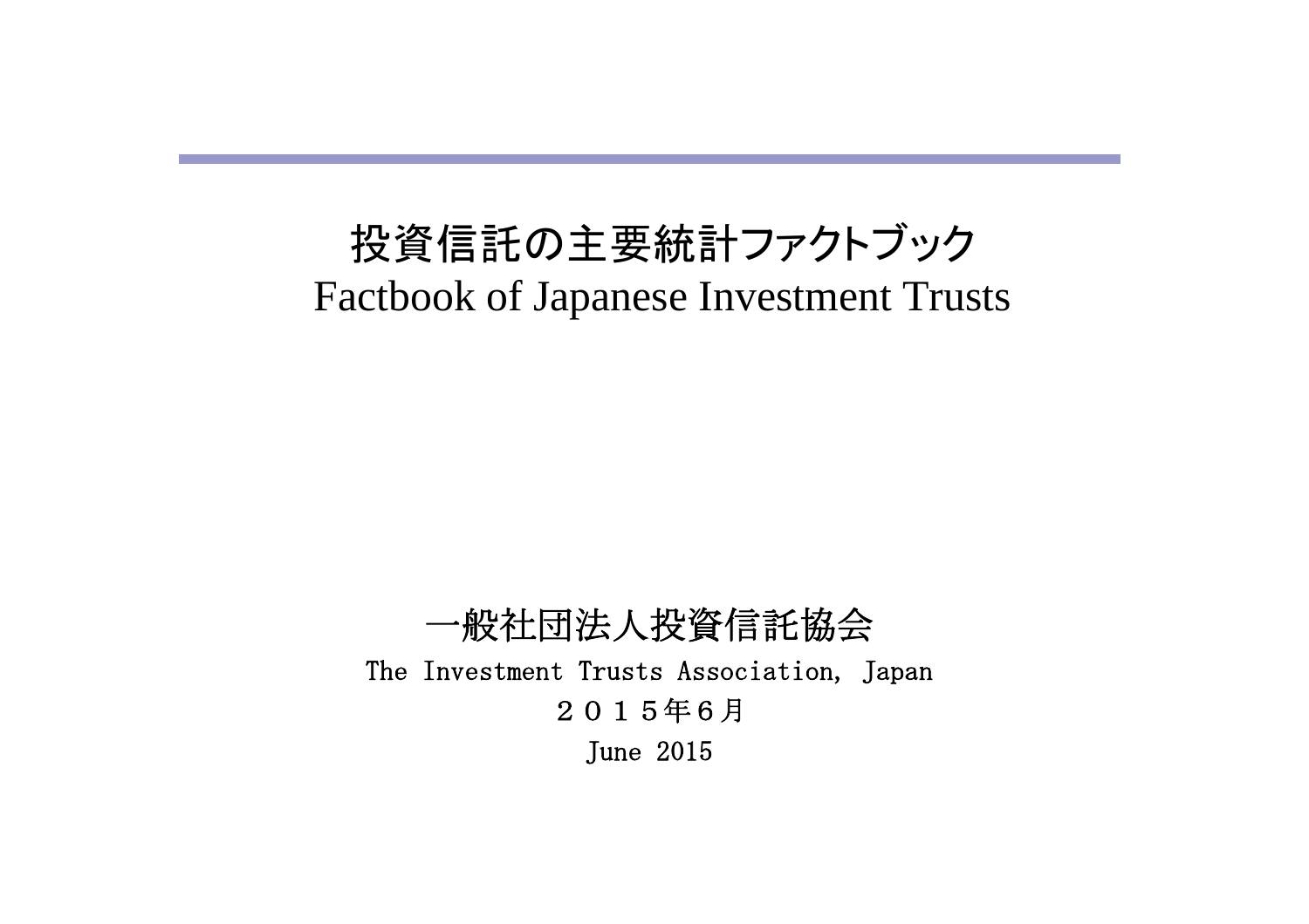# 投資信託の主要統計ファクトブック

# Factbook of Japanese Investment Trusts

一般社団法人投資信託協会

The Investment Trusts Association, Japan

２０１５年６月

June 2015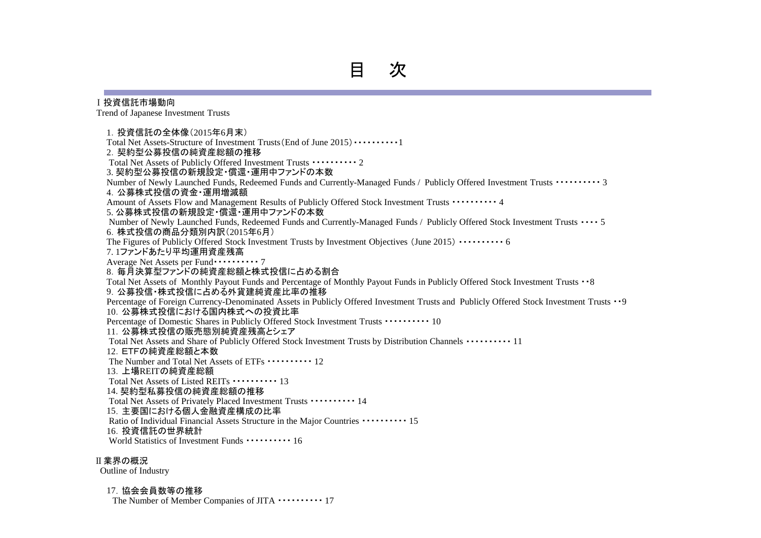# 目　次

## Ⅰ 投資信託市場動向
Trend of Japanese Investment Trusts

1. 投資信託の全体像(2015年6月末)
Total Net Assets-Structure of Investment Trusts(End of June 2015) ･･････････1

2. 契約型公募投信の純資産総額の推移
Total Net Assets of Publicly Offered Investment Trusts ･･････････ 2

3. 契約型公募投信の新規設定・償還・運用中ファンドの本数
Number of Newly Launched Funds, Redeemed Funds and Currently-Managed Funds / Publicly Offered Investment Trusts ･･････････ 3

4. 公募株式投信の資金・運用増減額
Amount of Assets Flow and Management Results of Publicly Offered Stock Investment Trusts ･･････････ 4

5. 公募株式投信の新規設定・償還・運用中ファンドの本数
Number of Newly Launched Funds, Redeemed Funds and Currently-Managed Funds / Publicly Offered Stock Investment Trusts ････ 5

6. 株式投信の商品分類別内訳(2015年6月)
The Figures of Publicly Offered Stock Investment Trusts by Investment Objectives (June 2015) ･･････････ 6

7. 1ファンドあたり平均運用資産残高
Average Net Assets per Fund･･････････ 7

8. 毎月決算型ファンドの純資産総額と株式投信に占める割合
Total Net Assets of Monthly Payout Funds and Percentage of Monthly Payout Funds in Publicly Offered Stock Investment Trusts ･･8

9. 公募投信・株式投信に占める外貨建純資産比率の推移
Percentage of Foreign Currency-Denominated Assets in Publicly Offered Investment Trusts and Publicly Offered Stock Investment Trusts ･･9

10. 公募株式投信における国内株式への投資比率
Percentage of Domestic Shares in Publicly Offered Stock Investment Trusts ･･････････ 10

11. 公募株式投信の販売態別純資産残高とシェア
Total Net Assets and Share of Publicly Offered Stock Investment Trusts by Distribution Channels ･･････････ 11

12. ETFの純資産総額と本数
The Number and Total Net Assets of ETFs ･･････････ 12

13. 上場REITの純資産総額
Total Net Assets of Listed REITs ･･････････ 13

14. 契約型私募投信の純資産総額の推移
Total Net Assets of Privately Placed Investment Trusts ･･････････ 14

15. 主要国における個人金融資産構成の比率
Ratio of Individual Financial Assets Structure in the Major Countries ･･････････ 15

16. 投資信託の世界統計
World Statistics of Investment Funds ･･････････ 16

## Ⅱ 業界の概況
Outline of Industry

17. 協会会員数等の推移
The Number of Member Companies of JITA ･･････････ 17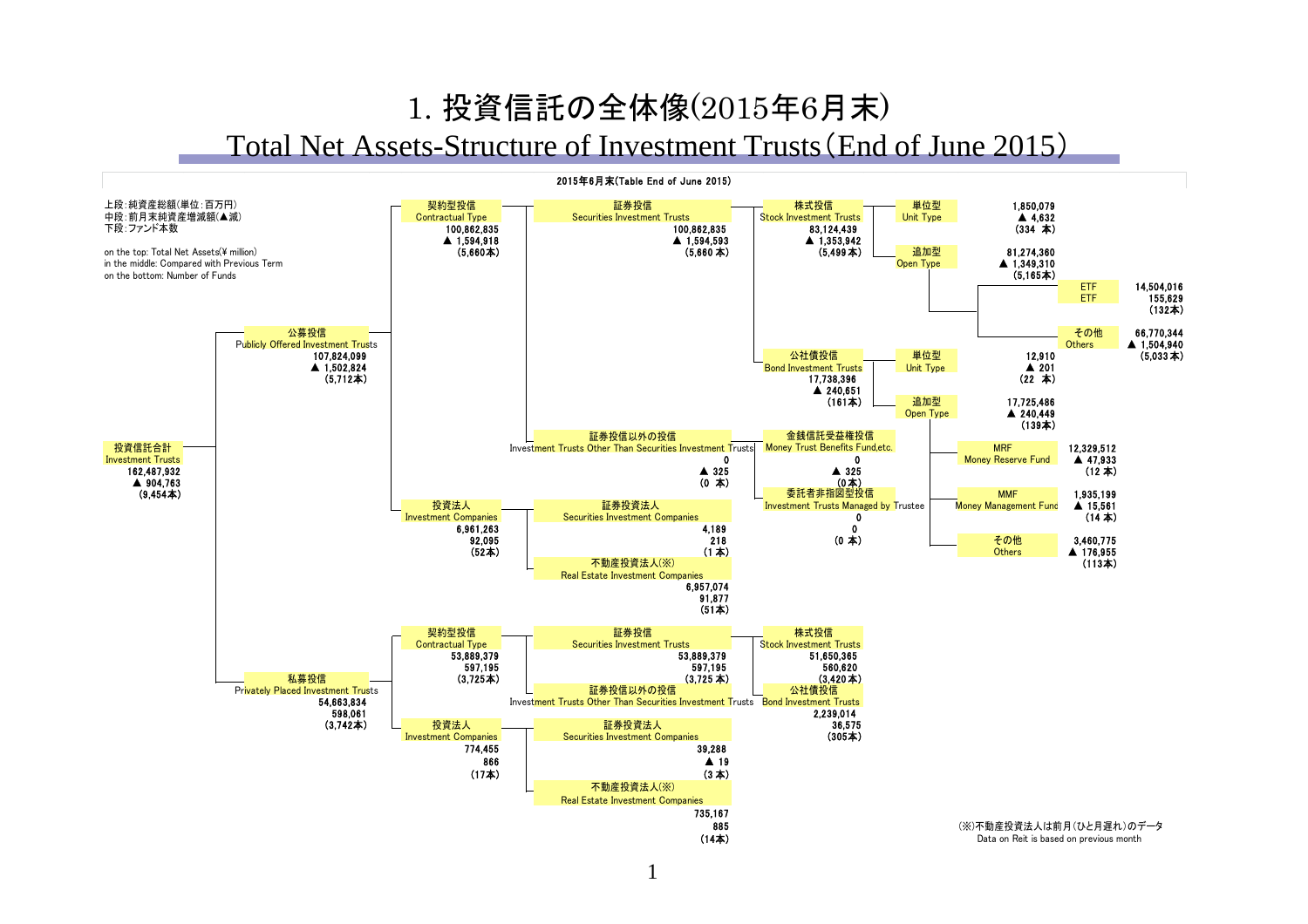# 1. 投資信託の全体像(2015年6月末)

# Total Net Assets-Structure of Investment Trusts（End of June 2015）

2015年6月末(Table End of June 2015)

上段：純資産総額(単位：百万円)
中段：前月末純資産増減額(▲減)
下段：ファンド本数

on the top: Total Net Assets(¥ million)
in the middle: Compared with Previous Term
on the bottom: Number of Funds

- 投資信託合計 Investment Trusts: 162,487,932 / ▲ 904,763 / (9,454本)
  - 公募投信 Publicly Offered Investment Trusts: 107,824,099 / ▲ 1,502,824 / (5,712本)
    - 契約型投信 Contractual Type: 100,862,835 / ▲ 1,594,918 / (5,660本)
      - 証券投信 Securities Investment Trusts: 100,862,835 / ▲ 1,594,593 / (5,660 本)
        - 株式投信 Stock Investment Trusts: 83,124,439 / ▲ 1,353,942 / (5,499本)
          - 単位型 Unit Type: 1,850,079 / ▲ 4,632 / (334 本)
          - 追加型 Open Type: 81,274,360 / ▲ 1,349,310 / (5,165本)
            - ETF ETF: 14,504,016 / 155,629 / (132本)
            - その他 Others: 66,770,344 / ▲ 1,504,940 / (5,033本)
        - 公社債投信 Bond Investment Trusts: 17,738,396 / ▲ 240,651 / (161本)
          - 単位型 Unit Type: 12,910 / ▲ 201 / (22 本)
          - 追加型 Open Type: 17,725,486 / ▲ 240,449 / (139本)
            - MRF Money Reserve Fund: 12,329,512 / ▲ 47,933 / (12 本)
            - MMF Money Management Fund: 1,935,199 / ▲ 15,561 / (14 本)
            - その他 Others: 3,460,775 / ▲ 176,955 / (113本)
      - 証券投信以外の投信 Investment Trusts Other Than Securities Investment Trusts: 0 / ▲ 325 / (0 本)
        - 金銭信託受益権投信 Money Trust Benefits Fund,etc.: 0 / ▲ 325 / (0本)
        - 委託者非指図型投信 Investment Trusts Managed by Trustee: 0 / 0 / (0 本)
    - 投資法人 Investment Companies: 6,961,263 / 92,095 / (52本)
      - 証券投資法人 Securities Investment Companies: 4,189 / 218 / (1 本)
      - 不動産投資法人(※) Real Estate Investment Companies: 6,957,074 / 91,877 / (51本)
  - 私募投信 Privately Placed Investment Trusts: 54,663,834 / 598,061 / (3,742本)
    - 契約型投信 Contractual Type: 53,889,379 / 597,195 / (3,725本)
      - 証券投信 Securities Investment Trusts: 53,889,379 / 597,195 / (3,725 本)
        - 株式投信 Stock Investment Trusts: 51,650,365 / 560,620 / (3,420本)
        - 公社債投信 Bond Investment Trusts: 2,239,014 / 36,575 / (305本)
      - 証券投信以外の投信 Investment Trusts Other Than Securities Investment Trusts
    - 投資法人 Investment Companies: 774,455 / 866 / (17本)
      - 証券投資法人 Securities Investment Companies: 39,288 / ▲ 19 / (3 本)
      - 不動産投資法人(※) Real Estate Investment Companies: 735,167 / 885 / (14本)

(※)不動産投資法人は前月(ひと月遅れ)のデータ
Data on Reit is based on previous month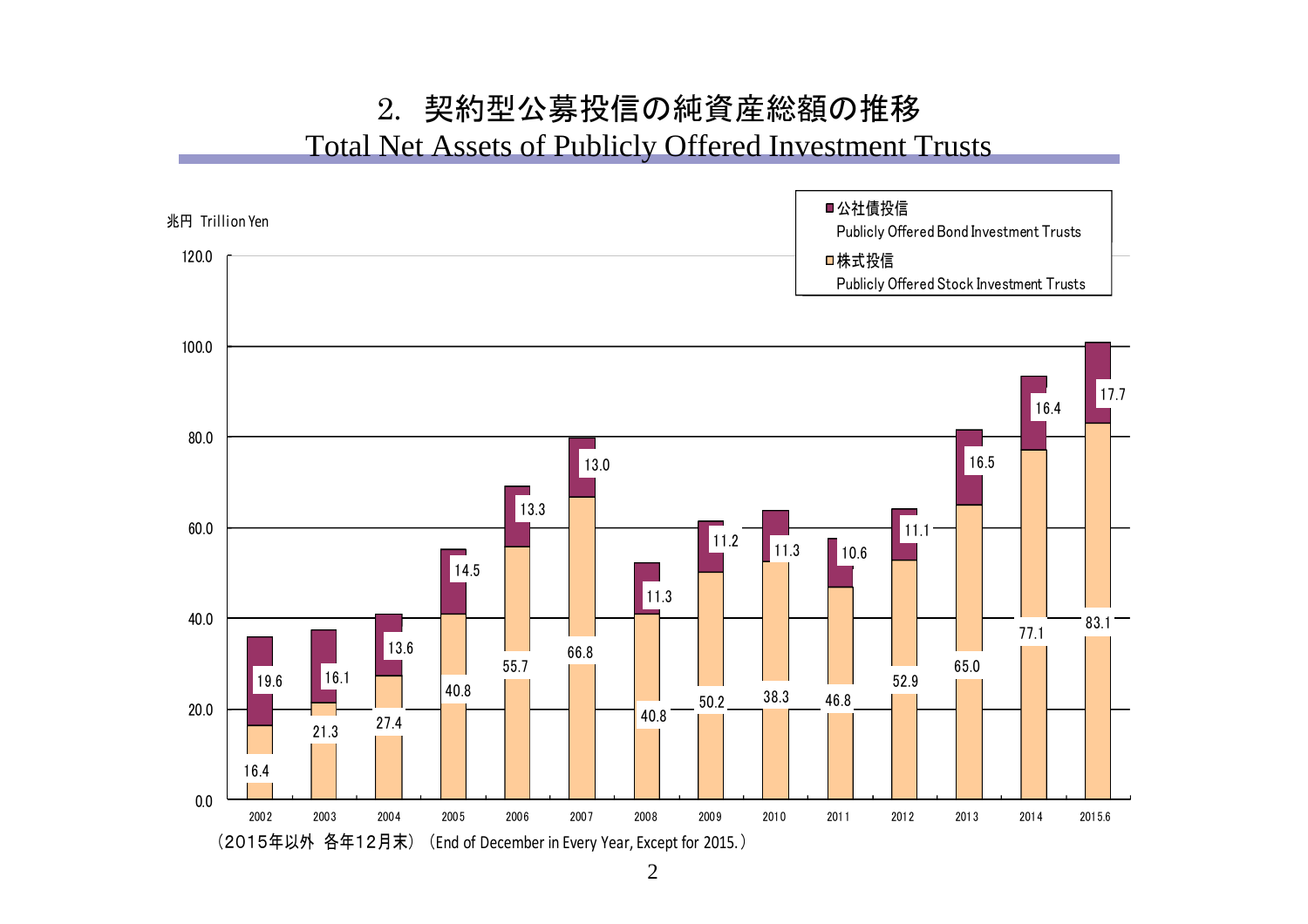# 2. 契約型公募投信の純資産総額の推移

## Total Net Assets of Publicly Offered Investment Trusts

兆円 Trillion Yen

| | 2002 | 2003 | 2004 | 2005 | 2006 | 2007 | 2008 | 2009 | 2010 | 2011 | 2012 | 2013 | 2014 | 2015.6 |
|---|---|---|---|---|---|---|---|---|---|---|---|---|---|---|
| 公社債投信 Publicly Offered Bond Investment Trusts | 19.6 | 16.1 | 13.6 | 14.5 | 13.3 | 13.0 | 11.3 | 11.2 | 11.3 | 10.6 | 11.1 | 16.5 | 16.4 | 17.7 |
| 株式投信 Publicly Offered Stock Investment Trusts | 16.4 | 21.3 | 27.4 | 40.8 | 55.7 | 66.8 | 40.8 | 50.2 | 38.3 | 46.8 | 52.9 | 65.0 | 77.1 | 83.1 |

（2015年以外 各年12月末） (End of December in Every Year, Except for 2015.)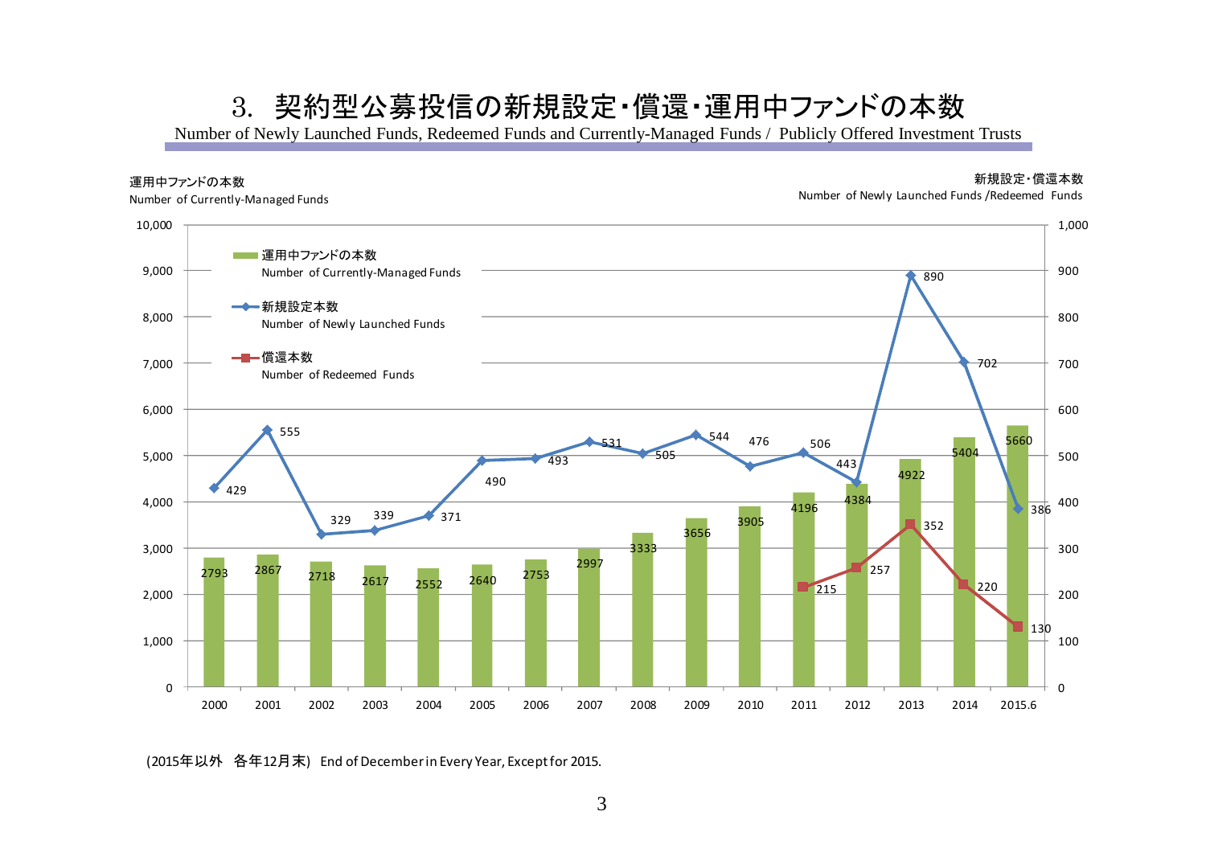# 3. 契約型公募投信の新規設定・償還・運用中ファンドの本数

Number of Newly Launched Funds, Redeemed Funds and Currently-Managed Funds / Publicly Offered Investment Trusts

| 年 / Year | 運用中ファンドの本数 Number of Currently-Managed Funds | 新規設定本数 Number of Newly Launched Funds | 償還本数 Number of Redeemed Funds |
|---|---|---|---|
| 2000 | 2793 | 429 | |
| 2001 | 2867 | 555 | |
| 2002 | 2718 | 329 | |
| 2003 | 2617 | 339 | |
| 2004 | 2552 | 371 | |
| 2005 | 2640 | 490 | |
| 2006 | 2753 | 493 | |
| 2007 | 2997 | 531 | |
| 2008 | 3333 | 505 | |
| 2009 | 3656 | 544 | |
| 2010 | 3905 | 476 | |
| 2011 | 4196 | 506 | 215 |
| 2012 | 4384 | 443 | 257 |
| 2013 | 4922 | 890 | 352 |
| 2014 | 5404 | 702 | 220 |
| 2015.6 | 5660 | 386 | 130 |

(2015年以外　各年12月末) End of December in Every Year, Except for 2015.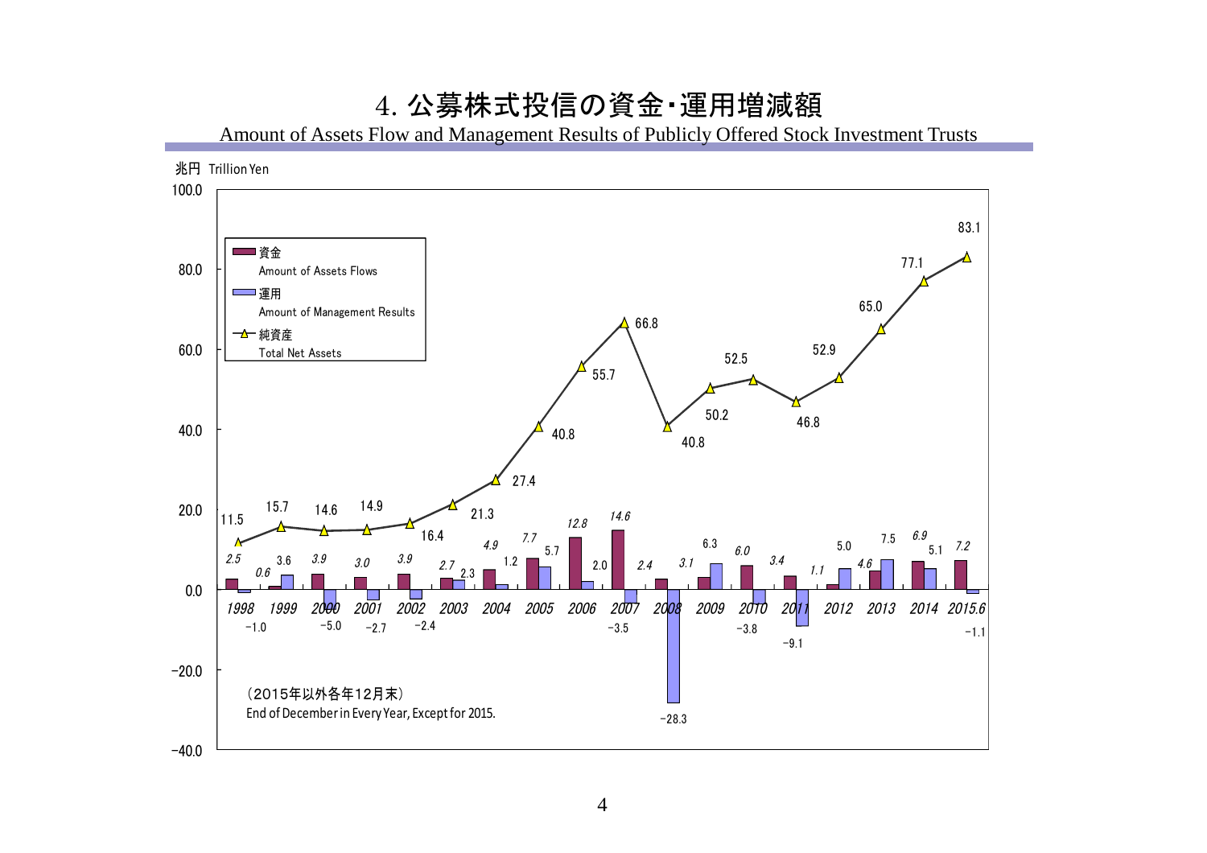# 4. 公募株式投信の資金・運用増減額

Amount of Assets Flow and Management Results of Publicly Offered Stock Investment Trusts

兆円 Trillion Yen

| 年 Year | 資金 Amount of Assets Flows | 運用 Amount of Management Results | 純資産 Total Net Assets |
|---|---|---|---|
| 1998 | 2.5 | -1.0 | 11.5 |
| 1999 | 0.6 | 3.6 | 15.7 |
| 2000 | 3.9 | -5.0 | 14.6 |
| 2001 | 3.0 | -2.7 | 14.9 |
| 2002 | 3.9 | -2.4 | 16.4 |
| 2003 | 2.7 | 2.3 | 21.3 |
| 2004 | 4.9 | 1.2 | 27.4 |
| 2005 | 7.7 | 5.7 | 40.8 |
| 2006 | 12.8 | 2.0 | 55.7 |
| 2007 | 14.6 | -3.5 | 66.8 |
| 2008 | 2.4 | -28.3 | 40.8 |
| 2009 | 3.1 | 6.3 | 50.2 |
| 2010 | 6.0 | -3.8 | 52.5 |
| 2011 | 3.4 | -9.1 | 46.8 |
| 2012 | 1.1 | 5.0 | 52.9 |
| 2013 | 4.6 | 7.5 | 65.0 |
| 2014 | 6.9 | 5.1 | 77.1 |
| 2015.6 | 7.2 | -1.1 | 83.1 |

（2015年以外各年12月末）

End of December in Every Year, Except for 2015.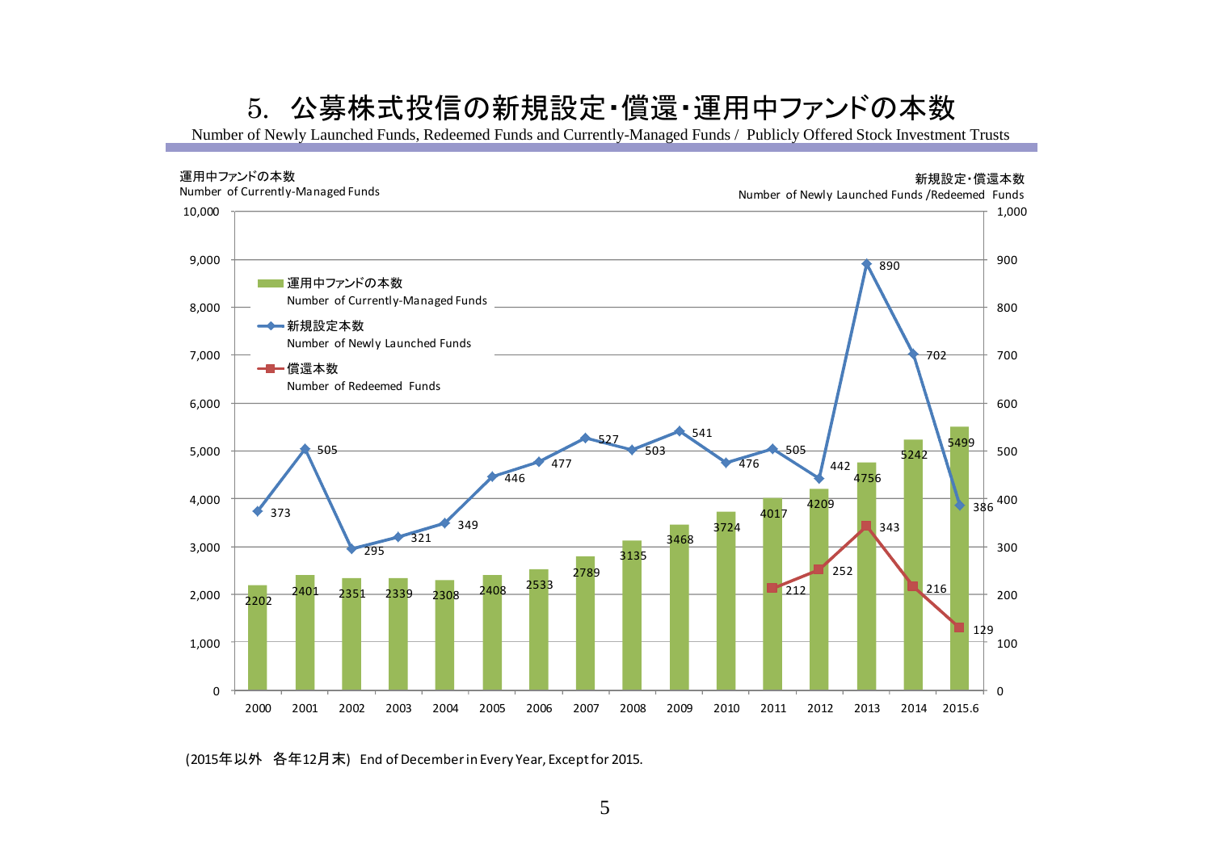# 5. 公募株式投信の新規設定・償還・運用中ファンドの本数

Number of Newly Launched Funds, Redeemed Funds and Currently-Managed Funds / Publicly Offered Stock Investment Trusts

| | 運用中ファンドの本数 Number of Currently-Managed Funds | 新規設定本数 Number of Newly Launched Funds | 償還本数 Number of Redeemed Funds |
|---|---|---|---|
| 2000 | 2202 | 373 | |
| 2001 | 2401 | 505 | |
| 2002 | 2351 | 295 | |
| 2003 | 2339 | 321 | |
| 2004 | 2308 | 349 | |
| 2005 | 2408 | 446 | |
| 2006 | 2533 | 477 | |
| 2007 | 2789 | 527 | |
| 2008 | 3135 | 503 | |
| 2009 | 3468 | 541 | |
| 2010 | 3724 | 476 | |
| 2011 | 4017 | 505 | 212 |
| 2012 | 4209 | 442 | 252 |
| 2013 | 4756 | 890 | 343 |
| 2014 | 5242 | 702 | 216 |
| 2015.6 | 5499 | 386 | 129 |

(2015年以外 各年12月末) End of December in Every Year, Except for 2015.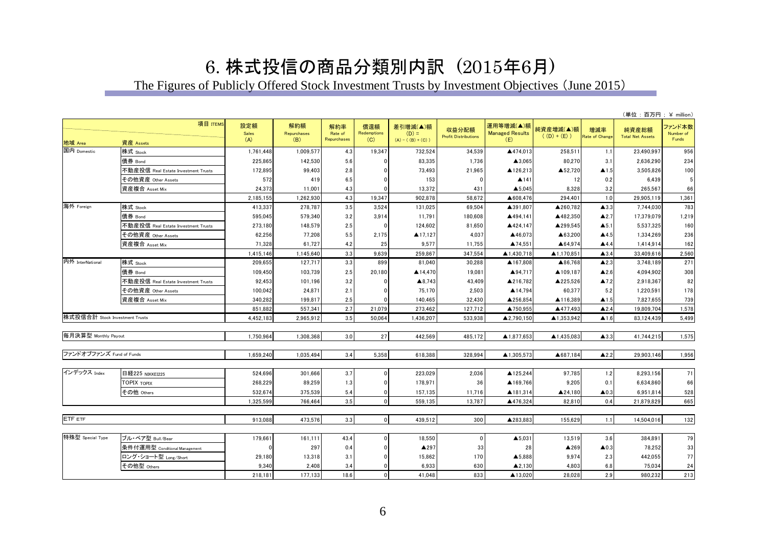# 6. 株式投信の商品分類別内訳（2015年6月）

The Figures of Publicly Offered Stock Investment Trusts by Investment Objectives (June 2015)

（単位：百万円；¥ million）

| 地域 Area | 資産 Assets | 設定額 Sales (A) | 解約額 Repurchases (B) | 解約率 Rate of Repurchases | 償還額 Redemptions (C) | 差引増減(▲)額 (D) = (A) - ((B) + (C)) | 収益分配額 Profit Distributions | 運用等増減(▲)額 Managed Results (E) | 純資産増減(▲)額 ((D) + (E)) | 増減率 Rate of Change | 純資産総額 Total Net Assets | ファンド本数 Number of Funds |
|---|---|---|---|---|---|---|---|---|---|---|---|---|
| 国内 Domestic | 株式 Stock | 1,761,448 | 1,009,577 | 4.3 | 19,347 | 732,524 | 34,539 | ▲474,013 | 258,511 | 1.1 | 23,490,997 | 956 |
| | 債券 Bond | 225,865 | 142,530 | 5.6 | 0 | 83,335 | 1,736 | ▲3,065 | 80,270 | 3.1 | 2,636,290 | 234 |
| | 不動産投信 Real Estate Investment Trusts | 172,895 | 99,403 | 2.8 | 0 | 73,493 | 21,965 | ▲126,213 | ▲52,720 | ▲1.5 | 3,505,826 | 100 |
| | その他資産 Other Assets | 572 | 419 | 6.5 | 0 | 153 | 0 | ▲141 | 12 | 0.2 | 6,439 | 5 |
| | 資産複合 Asset Mix | 24,373 | 11,001 | 4.3 | 0 | 13,372 | 431 | ▲5,045 | 8,328 | 3.2 | 265,567 | 66 |
| | | 2,185,155 | 1,262,930 | 4.3 | 19,347 | 902,878 | 58,672 | ▲608,476 | 294,401 | 1.0 | 29,905,119 | 1,361 |
| 海外 Foreign | 株式 Stock | 413,337 | 278,787 | 3.5 | 3,524 | 131,025 | 69,504 | ▲391,807 | ▲260,782 | ▲3.3 | 7,744,030 | 783 |
| | 債券 Bond | 595,045 | 579,340 | 3.2 | 3,914 | 11,791 | 180,608 | ▲494,141 | ▲482,350 | ▲2.7 | 17,379,079 | 1,219 |
| | 不動産投信 Real Estate Investment Trusts | 273,180 | 148,579 | 2.5 | 0 | 124,602 | 81,650 | ▲424,147 | ▲299,545 | ▲5.1 | 5,537,325 | 160 |
| | その他資産 Other Assets | 62,256 | 77,208 | 5.5 | 2,175 | ▲17,127 | 4,037 | ▲46,073 | ▲63,200 | ▲4.5 | 1,334,269 | 236 |
| | 資産複合 Asset Mix | 71,328 | 61,727 | 4.2 | 25 | 9,577 | 11,755 | ▲74,551 | ▲64,974 | ▲4.4 | 1,414,914 | 162 |
| | | 1,415,146 | 1,145,640 | 3.3 | 9,639 | 259,867 | 347,554 | ▲1,430,718 | ▲1,170,851 | ▲3.4 | 33,409,616 | 2,560 |
| 内外 InterNational | 株式 Stock | 209,655 | 127,717 | 3.3 | 899 | 81,040 | 30,288 | ▲167,808 | ▲86,768 | ▲2.3 | 3,748,189 | 271 |
| | 債券 Bond | 109,450 | 103,739 | 2.5 | 20,180 | ▲14,470 | 19,081 | ▲94,717 | ▲109,187 | ▲2.6 | 4,094,902 | 308 |
| | 不動産投信 Real Estate Investment Trusts | 92,453 | 101,196 | 3.2 | 0 | ▲8,743 | 43,409 | ▲216,782 | ▲225,526 | ▲7.2 | 2,918,367 | 82 |
| | その他資産 Other Assets | 100,042 | 24,871 | 2.1 | 0 | 75,170 | 2,503 | ▲14,794 | 60,377 | 5.2 | 1,220,591 | 178 |
| | 資産複合 Asset Mix | 340,282 | 199,817 | 2.5 | 0 | 140,465 | 32,430 | ▲256,854 | ▲116,389 | ▲1.5 | 7,827,655 | 739 |
| | | 851,882 | 557,341 | 2.7 | 21,079 | 273,462 | 127,712 | ▲750,955 | ▲477,493 | ▲2.4 | 19,809,704 | 1,578 |
| 株式投信合計 Stock Investment Trusts | | 4,452,183 | 2,965,912 | 3.5 | 50,064 | 1,436,207 | 533,938 | ▲2,790,150 | ▲1,353,942 | ▲1.6 | 83,124,439 | 5,499 |
| 毎月決算型 Monthly Payout | | 1,750,964 | 1,308,368 | 3.0 | 27 | 442,569 | 485,172 | ▲1,877,653 | ▲1,435,083 | ▲3.3 | 41,744,215 | 1,575 |
| ファンドオブファンズ Fund of Funds | | 1,659,240 | 1,035,494 | 3.4 | 5,358 | 618,388 | 328,994 | ▲1,305,573 | ▲687,184 | ▲2.2 | 29,903,146 | 1,956 |
| インデックス Index | 日経225 NIKKEI225 | 524,696 | 301,666 | 3.7 | 0 | 223,029 | 2,036 | ▲125,244 | 97,785 | 1.2 | 8,293,156 | 71 |
| | TOPIX TOPIX | 268,229 | 89,259 | 1.3 | 0 | 178,971 | 36 | ▲169,766 | 9,205 | 0.1 | 6,634,860 | 66 |
| | その他 Others | 532,674 | 375,539 | 5.4 | 0 | 157,135 | 11,716 | ▲181,314 | ▲24,180 | ▲0.3 | 6,951,814 | 528 |
| | | 1,325,599 | 766,464 | 3.5 | 0 | 559,135 | 13,787 | ▲476,324 | 82,810 | 0.4 | 21,879,829 | 665 |
| ETF ETF | | 913,088 | 473,576 | 3.3 | 0 | 439,512 | 300 | ▲283,883 | 155,629 | 1.1 | 14,504,016 | 132 |
| 特殊型 Special Type | ブル・ベア型 Bull/Bear | 179,661 | 161,111 | 43.4 | 0 | 18,550 | 0 | ▲5,031 | 13,519 | 3.6 | 384,891 | 79 |
| | 条件付運用型 Conditional Management | 0 | 297 | 0.4 | 0 | ▲297 | 33 | 28 | ▲269 | ▲0.3 | 78,252 | 33 |
| | ロング・ショート型 Long/Short | 29,180 | 13,318 | 3.1 | 0 | 15,862 | 170 | ▲5,888 | 9,974 | 2.3 | 442,055 | 77 |
| | その他型 Others | 9,340 | 2,408 | 3.4 | 0 | 6,933 | 630 | ▲2,130 | 4,803 | 6.8 | 75,034 | 24 |
| | | 218,181 | 177,133 | 18.6 | 0 | 41,048 | 833 | ▲13,020 | 28,028 | 2.9 | 980,232 | 213 |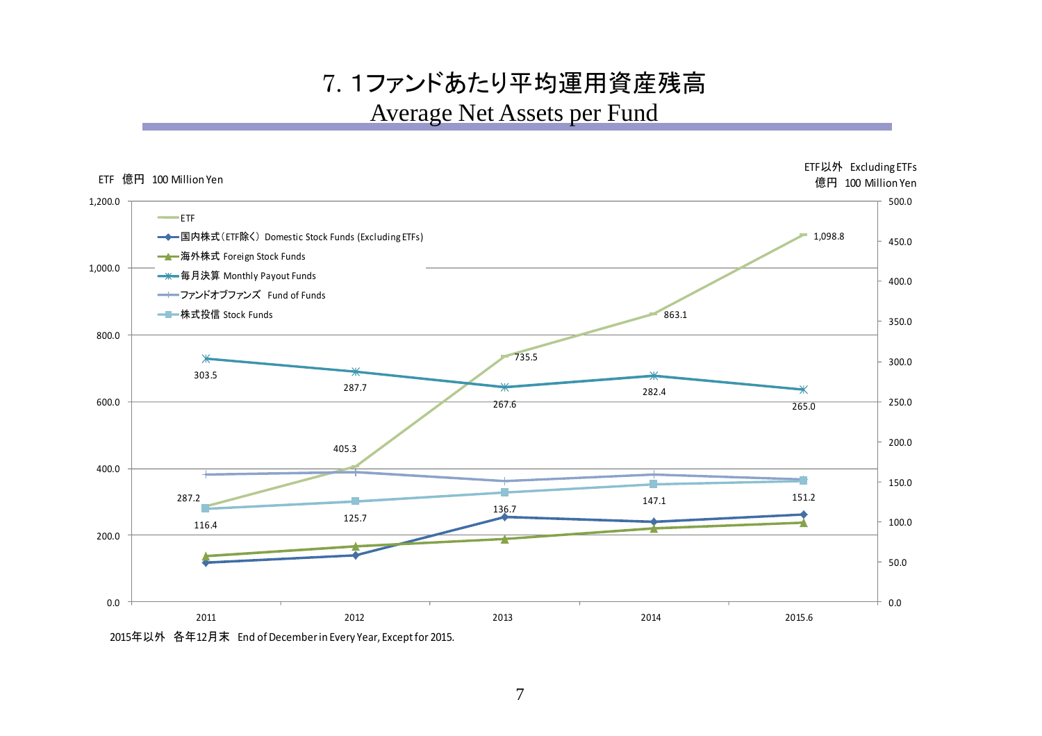# 7. 1ファンドあたり平均運用資産残高

## Average Net Assets per Fund

ETF 億円 100 Million Yen

ETF以外 Excluding ETFs 億円 100 Million Yen

| | 2011 | 2012 | 2013 | 2014 | 2015.6 |
|---|---|---|---|---|---|
| ETF | 287.2 | 405.3 | 735.5 | 863.1 | 1,098.8 |
| 毎月決算 Monthly Payout Funds | 303.5 | 287.7 | 267.6 | 282.4 | 265.0 |
| 株式投信 Stock Funds | 116.4 | 125.7 | 136.7 | 147.1 | 151.2 |

凡例：ETF／国内株式（ETF除く） Domestic Stock Funds (Excluding ETFs)／海外株式 Foreign Stock Funds／毎月決算 Monthly Payout Funds／ファンドオブファンズ Fund of Funds／株式投信 Stock Funds

2015年以外 各年12月末 End of December in Every Year, Except for 2015.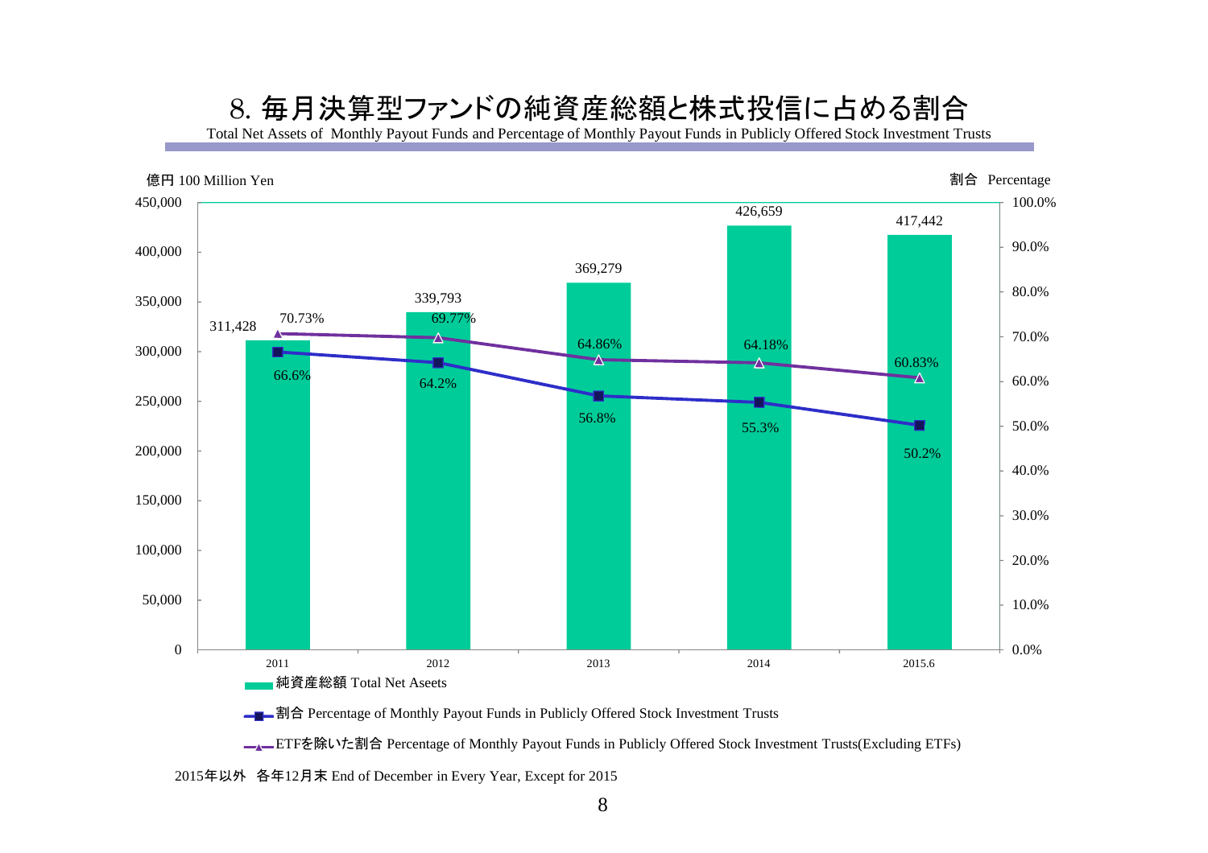# 8. 毎月決算型ファンドの純資産総額と株式投信に占める割合

Total Net Assets of Monthly Payout Funds and Percentage of Monthly Payout Funds in Publicly Offered Stock Investment Trusts

| | 2011 | 2012 | 2013 | 2014 | 2015.6 |
|---|---|---|---|---|---|
| 純資産総額 Total Net Aseets（億円 100 Million Yen） | 311,428 | 339,793 | 369,279 | 426,659 | 417,442 |
| 割合 Percentage of Monthly Payout Funds in Publicly Offered Stock Investment Trusts | 66.6% | 64.2% | 56.8% | 55.3% | 50.2% |
| ETFを除いた割合 Percentage of Monthly Payout Funds in Publicly Offered Stock Investment Trusts(Excluding ETFs) | 70.73% | 69.77% | 64.86% | 64.18% | 60.83% |

2015年以外 各年12月末 End of December in Every Year, Except for 2015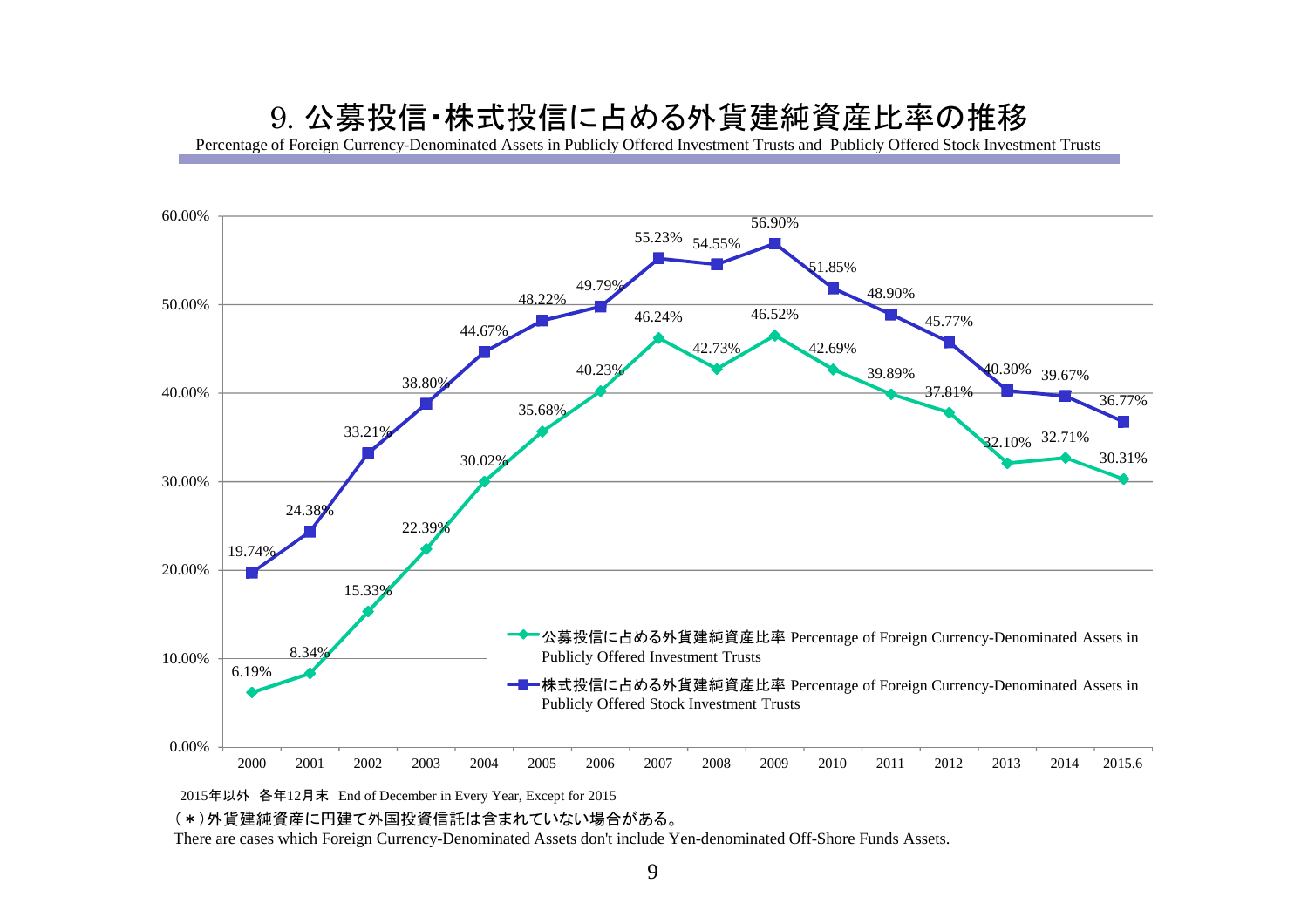# 9. 公募投信・株式投信に占める外貨建純資産比率の推移

Percentage of Foreign Currency-Denominated Assets in Publicly Offered Investment Trusts and Publicly Offered Stock Investment Trusts

| | 2000 | 2001 | 2002 | 2003 | 2004 | 2005 | 2006 | 2007 | 2008 | 2009 | 2010 | 2011 | 2012 | 2013 | 2014 | 2015.6 |
|---|---|---|---|---|---|---|---|---|---|---|---|---|---|---|---|---|
| 公募投信に占める外貨建純資産比率 Percentage of Foreign Currency-Denominated Assets in Publicly Offered Investment Trusts | 6.19% | 8.34% | 15.33% | 22.39% | 30.02% | 35.68% | 40.23% | 46.24% | 42.73% | 46.52% | 42.69% | 39.89% | 37.81% | 32.10% | 32.71% | 30.31% |
| 株式投信に占める外貨建純資産比率 Percentage of Foreign Currency-Denominated Assets in Publicly Offered Stock Investment Trusts | 19.74% | 24.38% | 33.21% | 38.80% | 44.67% | 48.22% | 49.79% | 55.23% | 54.55% | 56.90% | 51.85% | 48.90% | 45.77% | 40.30% | 39.67% | 36.77% |

2015年以外 各年12月末 End of December in Every Year, Except for 2015

（＊）外貨建純資産に円建て外国投資信託は含まれていない場合がある。

There are cases which Foreign Currency-Denominated Assets don't include Yen-denominated Off-Shore Funds Assets.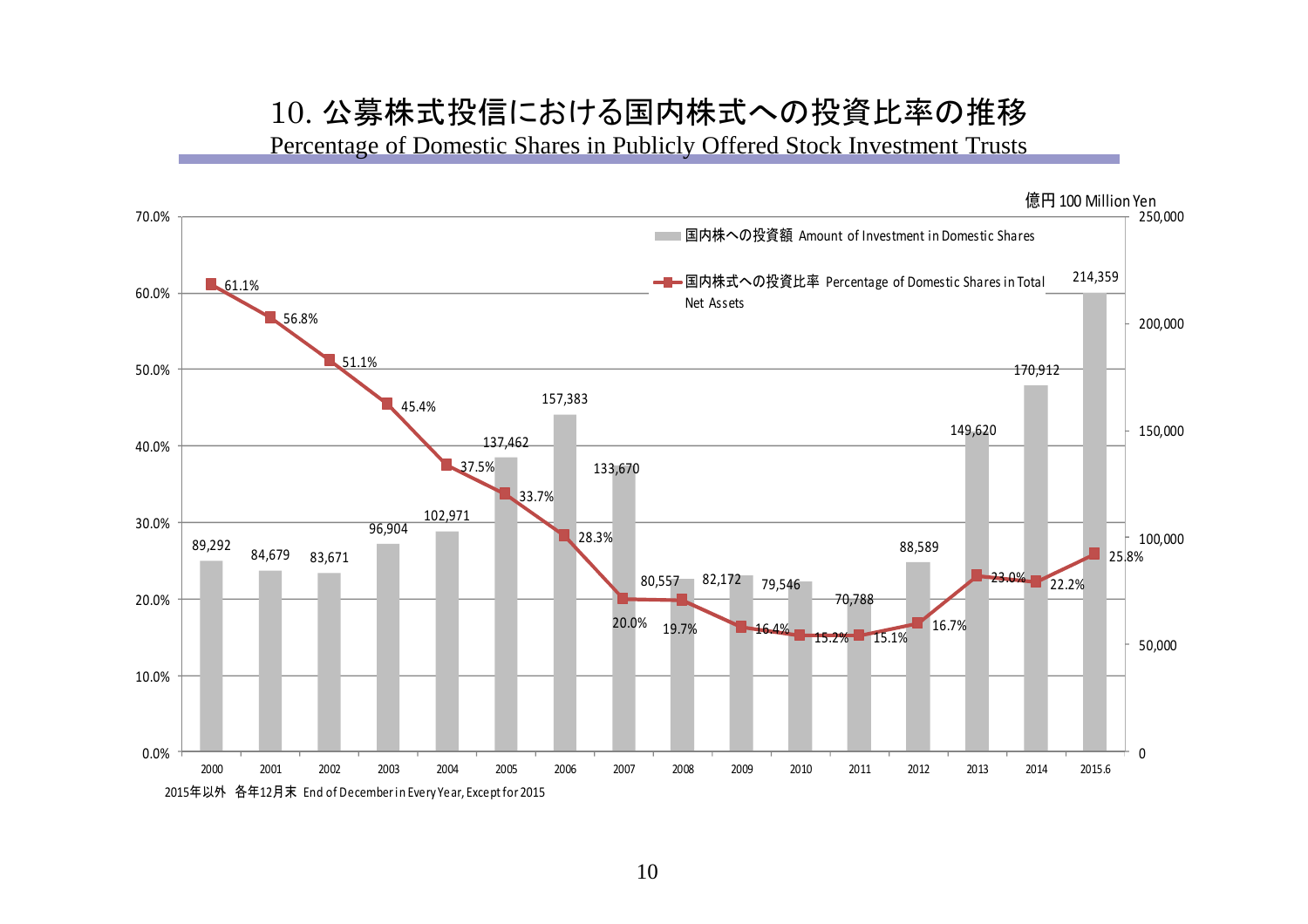# 10. 公募株式投信における国内株式への投資比率の推移

## Percentage of Domestic Shares in Publicly Offered Stock Investment Trusts

億円 100 Million Yen

| 年 Year | 国内株への投資額 Amount of Investment in Domestic Shares | 国内株式への投資比率 Percentage of Domestic Shares in Total Net Assets |
|---|---|---|
| 2000 | 89,292 | 61.1% |
| 2001 | 84,679 | 56.8% |
| 2002 | 83,671 | 51.1% |
| 2003 | 96,904 | 45.4% |
| 2004 | 102,971 | 37.5% |
| 2005 | 137,462 | 33.7% |
| 2006 | 157,383 | 28.3% |
| 2007 | 133,670 | 20.0% |
| 2008 | 80,557 | 19.7% |
| 2009 | 82,172 | 16.4% |
| 2010 | 79,546 | 15.2% |
| 2011 | 70,788 | 15.1% |
| 2012 | 88,589 | 16.7% |
| 2013 | 149,620 | 23.0% |
| 2014 | 170,912 | 22.2% |
| 2015.6 | 214,359 | 25.8% |

2015年以外 各年12月末 End of December in Every Year, Except for 2015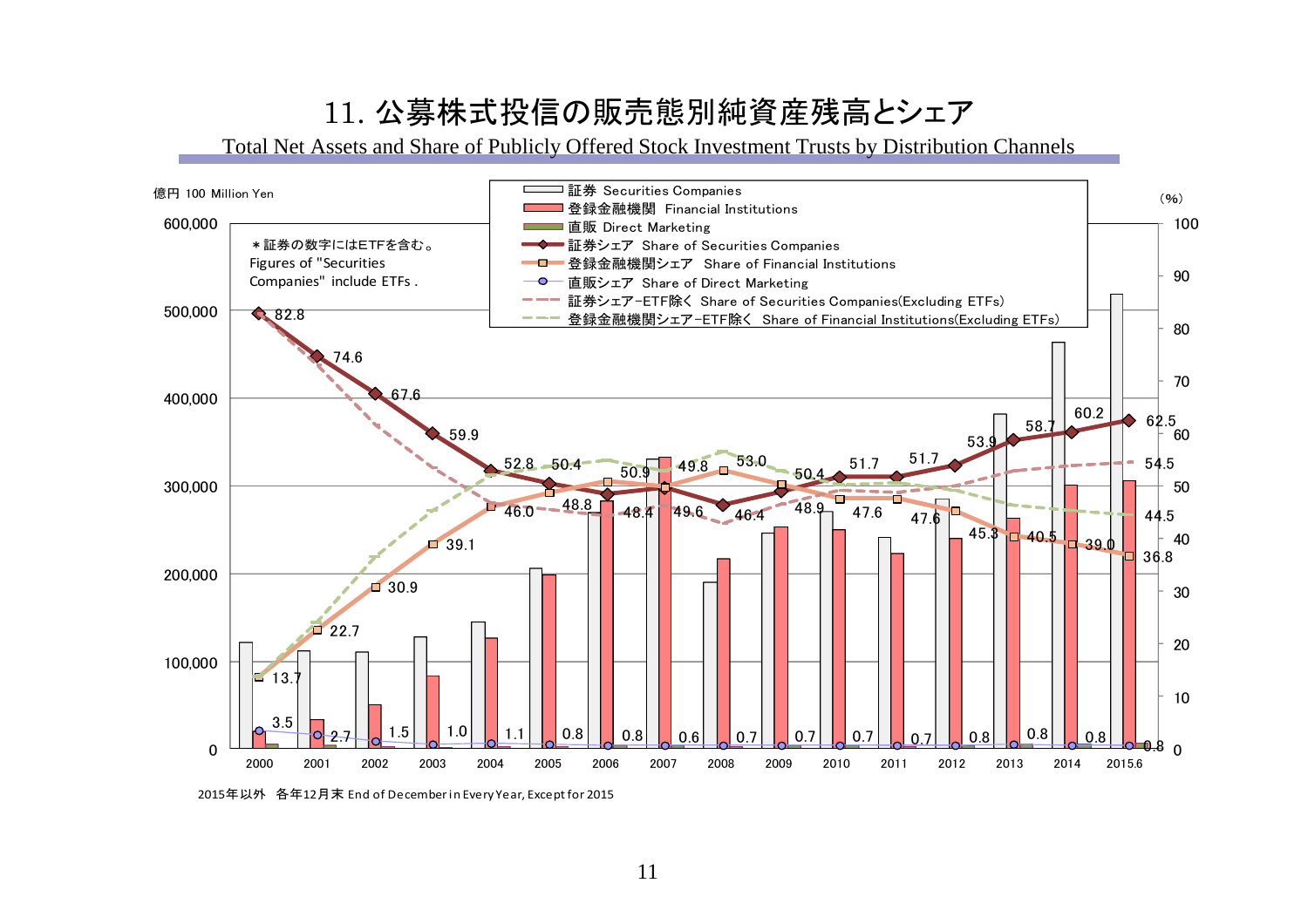# 11. 公募株式投信の販売態別純資産残高とシェア

Total Net Assets and Share of Publicly Offered Stock Investment Trusts by Distribution Channels

億円 100 Million Yen　　　　　　　　　　　　　　　　　　　　　　　　　　　　　　　　(%)

＊証券の数字にはETFを含む。
Figures of "Securities Companies" include ETFs .

凡例 / Legend:
- 証券 Securities Companies
- 登録金融機関 Financial Institutions
- 直販 Direct Marketing
- 証券シェア Share of Securities Companies
- 登録金融機関シェア Share of Financial Institutions
- 直販シェア Share of Direct Marketing
- 証券シェア−ETF除く Share of Securities Companies(Excluding ETFs)
- 登録金融機関シェア−ETF除く Share of Financial Institutions(Excluding ETFs)

| | 2000 | 2001 | 2002 | 2003 | 2004 | 2005 | 2006 | 2007 | 2008 | 2009 | 2010 | 2011 | 2012 | 2013 | 2014 | 2015.6 |
|---|---|---|---|---|---|---|---|---|---|---|---|---|---|---|---|---|
| 証券シェア Share of Securities Companies (%) | 82.8 | 74.6 | 67.6 | 59.9 | 52.8 | 50.4 | 48.4 | 49.6 | 46.4 | 48.9 | 51.7 | 51.7 | 53.9 | 58.7 | 60.2 | 62.5 |
| 登録金融機関シェア Share of Financial Institutions (%) | 13.7 | 22.7 | 30.9 | 39.1 | 46.0 | 48.8 | 50.9 | 49.8 | 53.0 | 50.4 | 47.6 | 47.6 | 45.3 | 40.5 | 39.0 | 36.8 |
| 直販シェア Share of Direct Marketing (%) | 3.5 | 2.7 | 1.5 | 1.0 | 1.1 | 0.8 | 0.8 | 0.6 | 0.7 | 0.7 | 0.7 | 0.7 | 0.8 | 0.8 | 0.8 | 0.8 |
| 証券シェア−ETF除く (2015.6) | | | | | | | | | | | | | | | | 54.5 |
| 登録金融機関シェア−ETF除く (2015.6) | | | | | | | | | | | | | | | | 44.5 |

2015年以外　各年12月末 End of December in Every Year, Except for 2015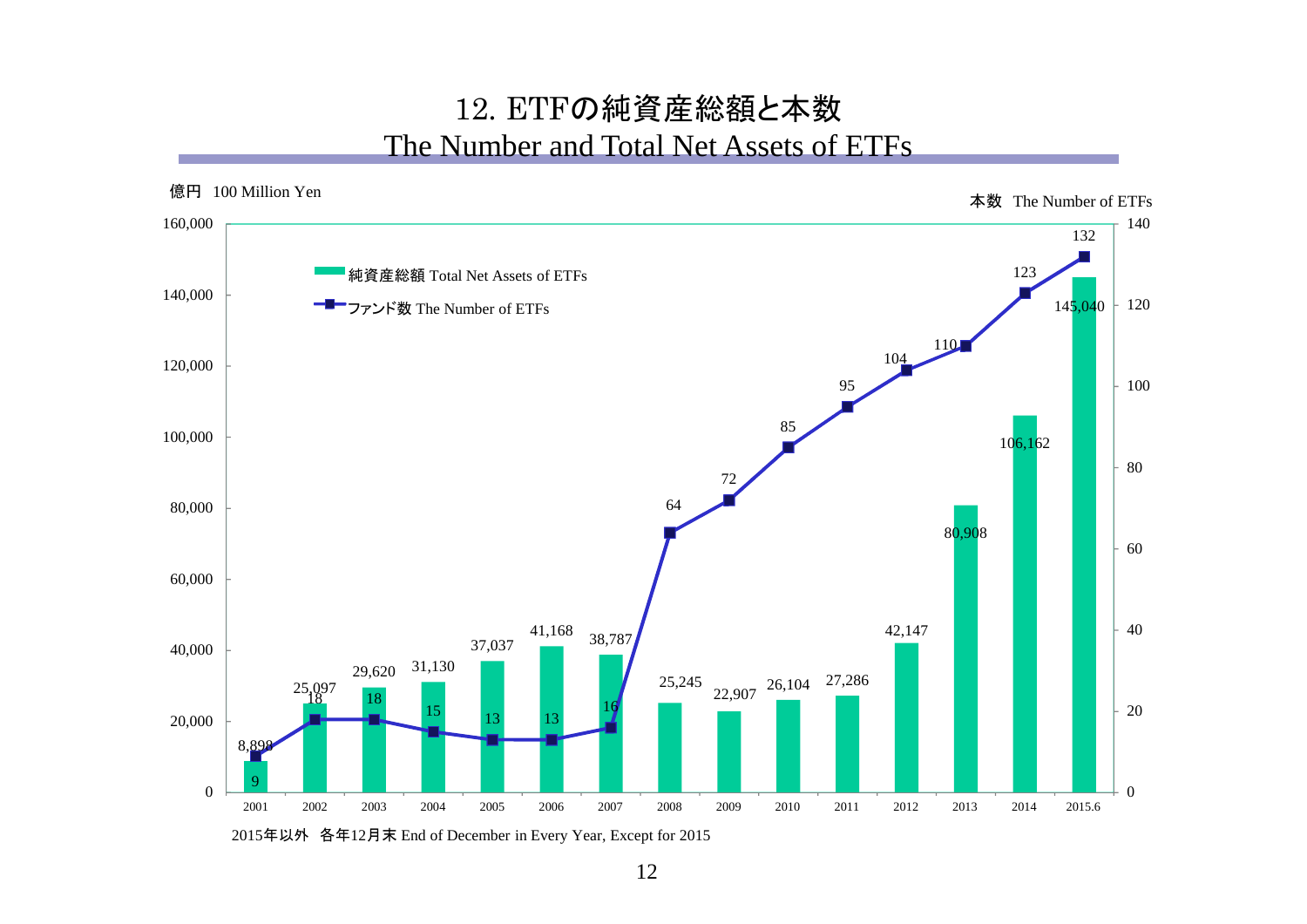# 12. ETFの純資産総額と本数
## The Number and Total Net Assets of ETFs

億円 100 Million Yen

本数 The Number of ETFs

| 年 Year | 純資産総額 Total Net Assets of ETFs | ファンド数 The Number of ETFs |
| --- | --- | --- |
| 2001 | 8,898 | 9 |
| 2002 | 25,097 | 18 |
| 2003 | 29,620 | 18 |
| 2004 | 31,130 | 15 |
| 2005 | 37,037 | 13 |
| 2006 | 41,168 | 13 |
| 2007 | 38,787 | 16 |
| 2008 | 25,245 | 64 |
| 2009 | 22,907 | 72 |
| 2010 | 26,104 | 85 |
| 2011 | 27,286 | 95 |
| 2012 | 42,147 | 104 |
| 2013 | 80,908 | 110 |
| 2014 | 106,162 | 123 |
| 2015.6 | 145,040 | 132 |

2015年以外 各年12月末 End of December in Every Year, Except for 2015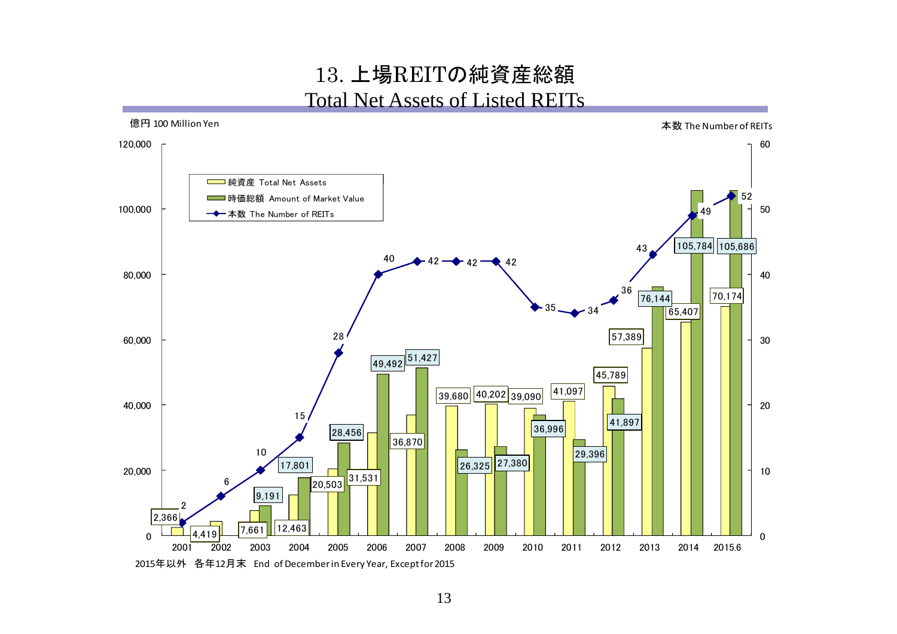# 13. 上場REITの純資産総額
## Total Net Assets of Listed REITs

億円 100 Million Yen　　本数 The Number of REITs

| 年 | 純資産 Total Net Assets | 時価総額 Amount of Market Value | 本数 The Number of REITs |
|---|---|---|---|
| 2001 | 2,366 | | 2 |
| 2002 | 4,419 | | 6 |
| 2003 | 7,661 | 9,191 | 10 |
| 2004 | 12,463 | 17,801 | 15 |
| 2005 | 20,503 | 28,456 | 28 |
| 2006 | 31,531 | 49,492 | 40 |
| 2007 | 36,870 | 51,427 | 42 |
| 2008 | 39,680 | 26,325 | 42 |
| 2009 | 40,202 | 27,380 | 42 |
| 2010 | 39,090 | 36,996 | 35 |
| 2011 | 41,097 | 29,396 | 34 |
| 2012 | 45,789 | 41,897 | 36 |
| 2013 | 57,389 | 76,144 | 43 |
| 2014 | 65,407 | 105,784 | 49 |
| 2015.6 | 70,174 | 105,686 | 52 |

2015年以外　各年12月末　End of December in Every Year, Except for 2015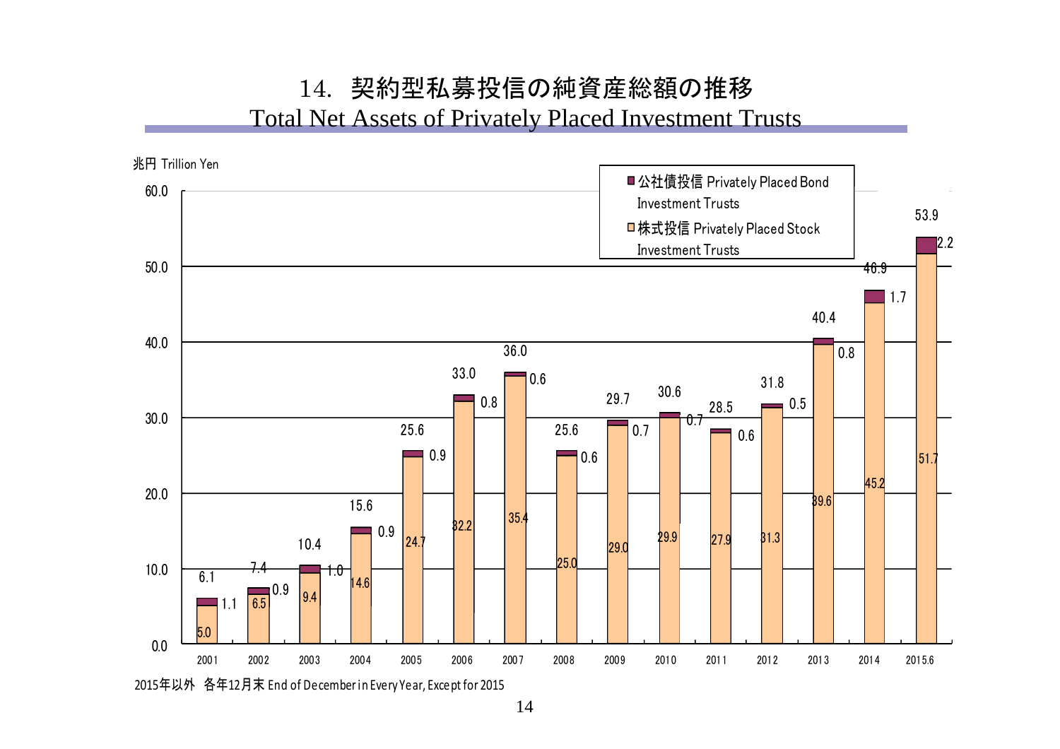# 14. 契約型私募投信の純資産総額の推移

## Total Net Assets of Privately Placed Investment Trusts

兆円 Trillion Yen

| 年 | 株式投信 Privately Placed Stock Investment Trusts | 公社債投信 Privately Placed Bond Investment Trusts | 合計 |
|---|---|---|---|
| 2001 | 5.0 | 1.1 | 6.1 |
| 2002 | 6.5 | 0.9 | 7.4 |
| 2003 | 9.4 | 1.0 | 10.4 |
| 2004 | 14.6 | 0.9 | 15.6 |
| 2005 | 24.7 | 0.9 | 25.6 |
| 2006 | 32.2 | 0.8 | 33.0 |
| 2007 | 35.4 | 0.6 | 36.0 |
| 2008 | 25.0 | 0.6 | 25.6 |
| 2009 | 29.0 | 0.7 | 29.7 |
| 2010 | 29.9 | 0.7 | 30.6 |
| 2011 | 27.9 | 0.6 | 28.5 |
| 2012 | 31.3 | 0.5 | 31.8 |
| 2013 | 39.6 | 0.8 | 40.4 |
| 2014 | 45.2 | 1.7 | 46.9 |
| 2015.6 | 51.7 | 2.2 | 53.9 |

2015年以外 各年12月末 End of December in Every Year, Except for 2015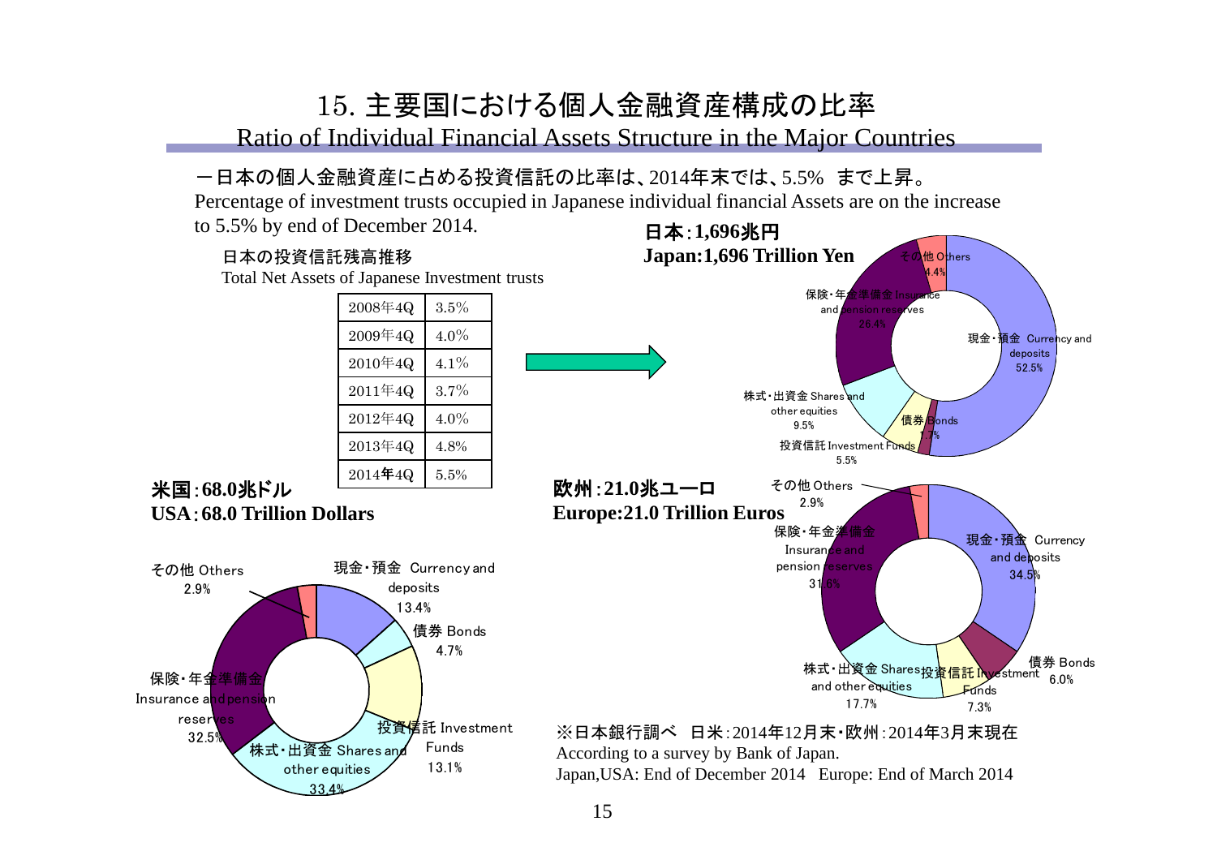# 15. 主要国における個人金融資産構成の比率

## Ratio of Individual Financial Assets Structure in the Major Countries

ー日本の個人金融資産に占める投資信託の比率は、2014年末では、5.5%　まで上昇。

Percentage of investment trusts occupied in Japanese individual financial Assets are on the increase to 5.5% by end of December 2014.

日本の投資信託残高推移

Total Net Assets of Japanese Investment trusts

| | |
|---|---|
| 2008年4Q | 3.5% |
| 2009年4Q | 4.0% |
| 2010年4Q | 4.1% |
| 2011年4Q | 3.7% |
| 2012年4Q | 4.0% |
| 2013年4Q | 4.8% |
| 2014年4Q | 5.5% |

**日本：1,696兆円**
**Japan:1,696 Trillion Yen**

- 現金・預金 Currency and deposits 52.5%
- 債券 Bonds 1.7%
- 投資信託 Investment Funds 5.5%
- 株式・出資金 Shares and other equities 9.5%
- 保険・年金準備金 Insurance and pension reserves 26.4%
- その他 Others 4.4%

**米国：68.0兆ドル**
**USA：68.0 Trillion Dollars**

- 現金・預金 Currency and deposits 13.4%
- 債券 Bonds 4.7%
- 投資信託 Investment Funds 13.1%
- 株式・出資金 Shares and other equities 33.4%
- 保険・年金準備金 Insurance and pension reserves 32.5%
- その他 Others 2.9%

**欧州：21.0兆ユーロ**
**Europe:21.0 Trillion Euros**

- 現金・預金 Currency and deposits 34.5%
- 債券 Bonds 6.0%
- 投資信託 Investment Funds 7.3%
- 株式・出資金 Shares and other equities 17.7%
- 保険・年金準備金 Insurance and pension reserves 31.6%
- その他 Others 2.9%

※日本銀行調べ　日米：2014年12月末・欧州：2014年3月末現在

According to a survey by Bank of Japan.

Japan,USA: End of December 2014　Europe: End of March 2014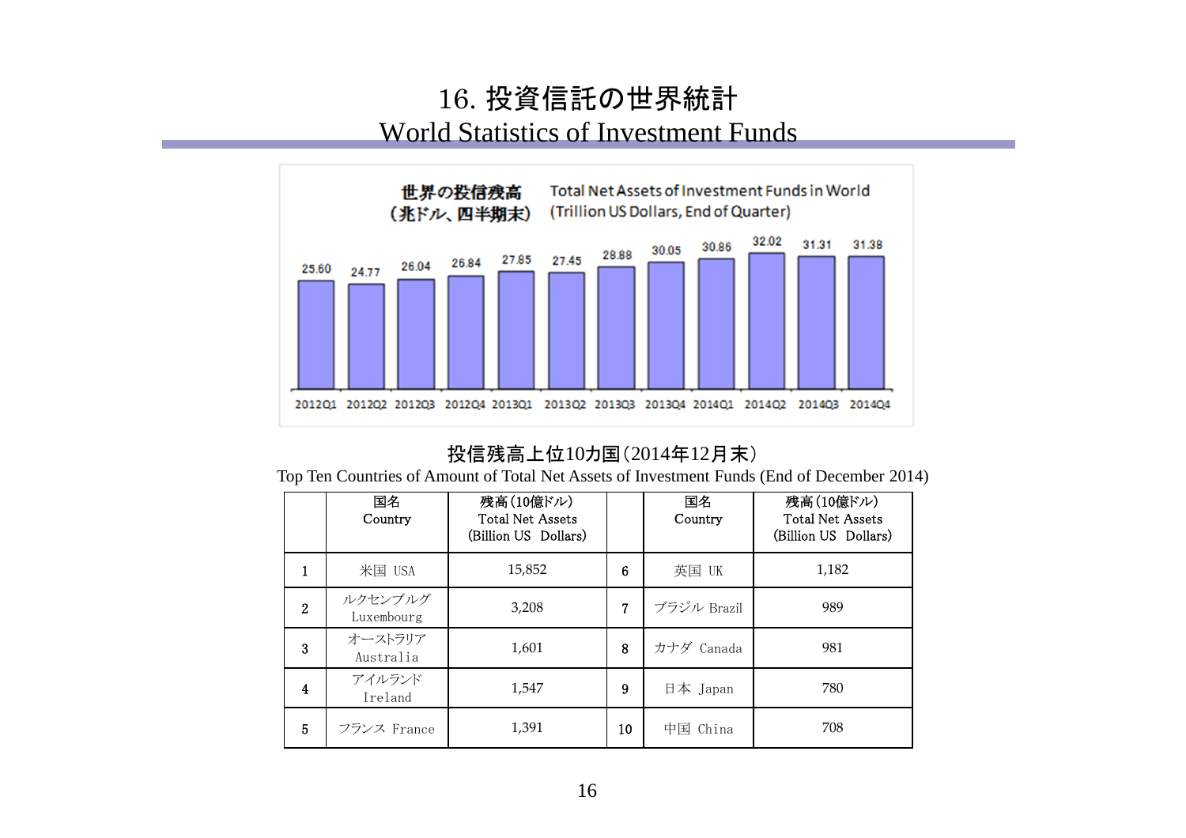# 16. 投資信託の世界統計
# World Statistics of Investment Funds

**世界の投信残高（兆ドル、四半期末）** Total Net Assets of Investment Funds in World (Trillion US Dollars, End of Quarter)

| 2012Q1 | 2012Q2 | 2012Q3 | 2012Q4 | 2013Q1 | 2013Q2 | 2013Q3 | 2013Q4 | 2014Q1 | 2014Q2 | 2014Q3 | 2014Q4 |
|---|---|---|---|---|---|---|---|---|---|---|---|
| 25.60 | 24.77 | 26.04 | 26.84 | 27.85 | 27.45 | 28.88 | 30.05 | 30.86 | 32.02 | 31.31 | 31.38 |

## 投信残高上位10カ国（2014年12月末）

Top Ten Countries of Amount of Total Net Assets of Investment Funds (End of December 2014)

| | 国名 Country | 残高（10億ドル） Total Net Assets (Billion US Dollars) | | 国名 Country | 残高（10億ドル） Total Net Assets (Billion US Dollars) |
|---|---|---|---|---|---|
| 1 | 米国 USA | 15,852 | 6 | 英国 UK | 1,182 |
| 2 | ルクセンブルグ Luxembourg | 3,208 | 7 | ブラジル Brazil | 989 |
| 3 | オーストラリア Australia | 1,601 | 8 | カナダ Canada | 981 |
| 4 | アイルランド Ireland | 1,547 | 9 | 日本 Japan | 780 |
| 5 | フランス France | 1,391 | 10 | 中国 China | 708 |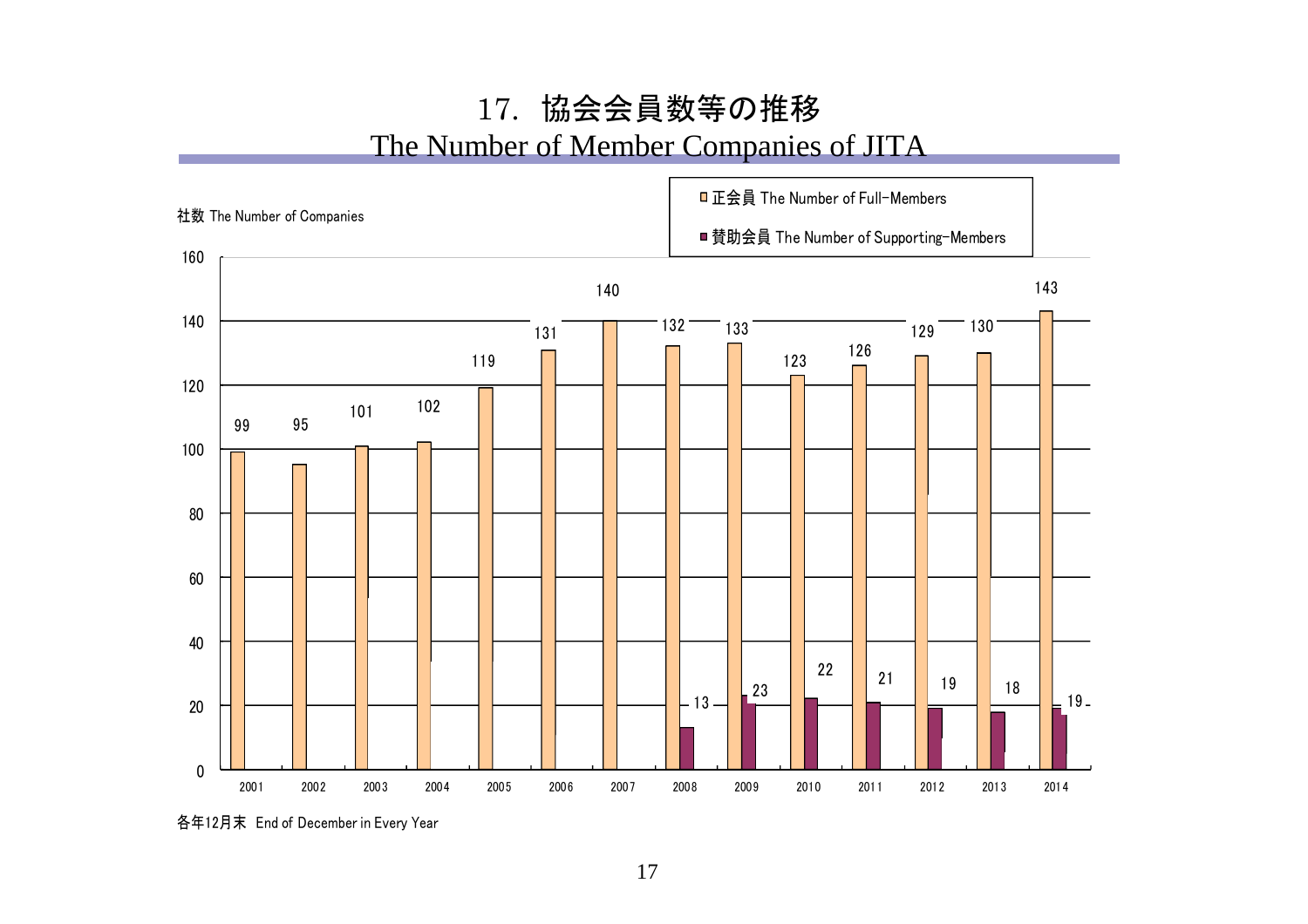# 17. 協会会員数等の推移

## The Number of Member Companies of JITA

□正会員 The Number of Full-Members

■賛助会員 The Number of Supporting-Members

社数 The Number of Companies

160
140
120
100
80
60
40
20
0

2001 2002 2003 2004 2005 2006 2007 2008 2009 2010 2011 2012 2013 2014

99 95 101 102 119 131 140 132 133 123 126 129 130 143

13 23 22 21 19 18 19

各年12月末 End of December in Every Year